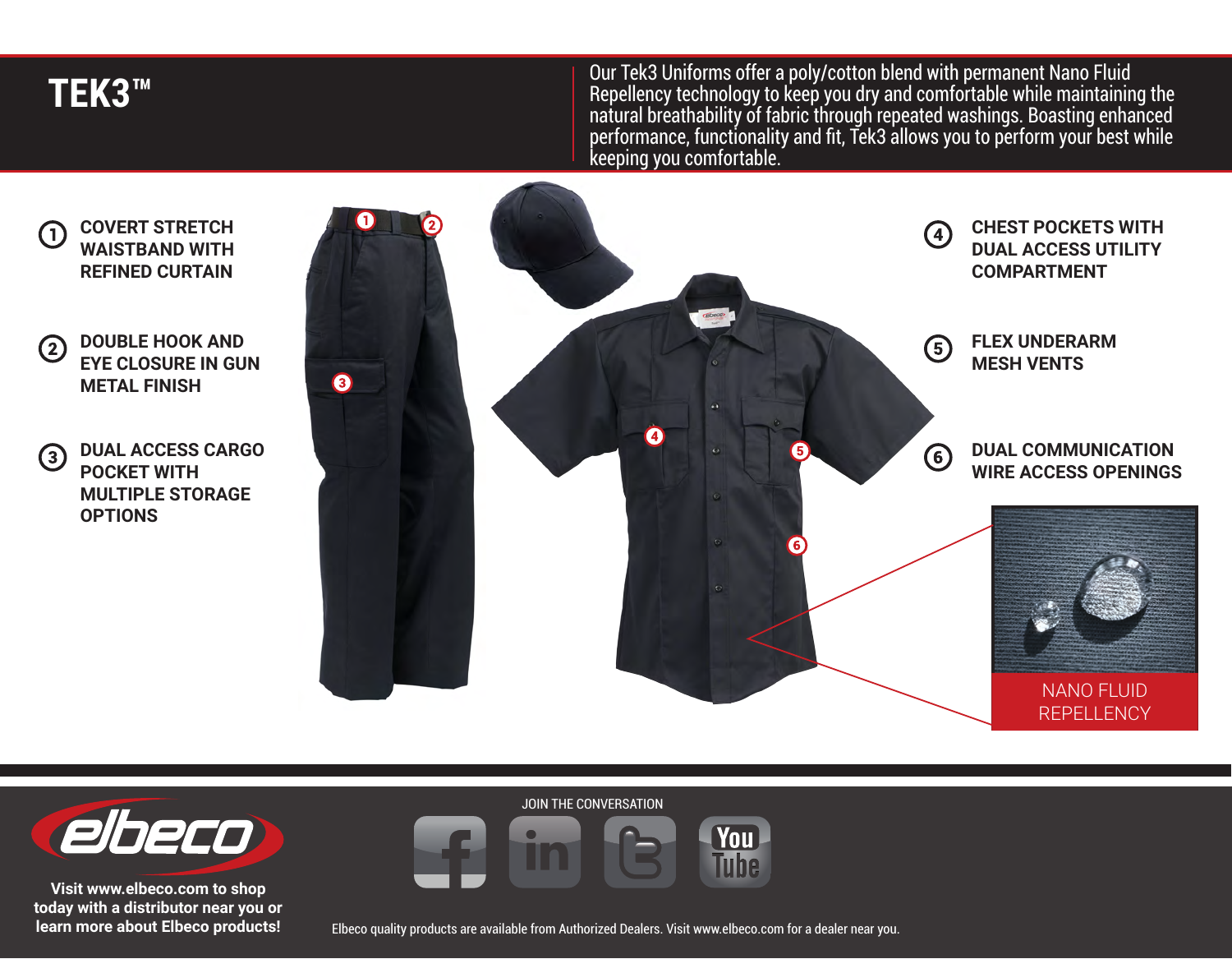# TEK3™

Our Tek3 Uniforms offer a poly/cotton blend with permanent Nano Fluid Repellency technology to keep you dry and comfortable while maintaining the natural breathability of fabric through repeated washings. Boasting enhanced performance, functionality and fit, Tek3 allows you to perform your best while keeping you comfortable.

1. **COVERT STRETCH WAISTBAND WITH REFINED CURTAIN**
2. **DOUBLE HOOK AND EYE CLOSURE IN GUN METAL FINISH**
3. **DUAL ACCESS CARGO POCKET WITH MULTIPLE STORAGE OPTIONS**
4. **CHEST POCKETS WITH DUAL ACCESS UTILITY COMPARTMENT**
5. **FLEX UNDERARM MESH VENTS**
6. **DUAL COMMUNICATION WIRE ACCESS OPENINGS**

NANO FLUID REPELLENCY

**Visit www.elbeco.com to shop today with a distributor near you or learn more about Elbeco products!**

JOIN THE CONVERSATION

Elbeco quality products are available from Authorized Dealers. Visit www.elbeco.com for a dealer near you.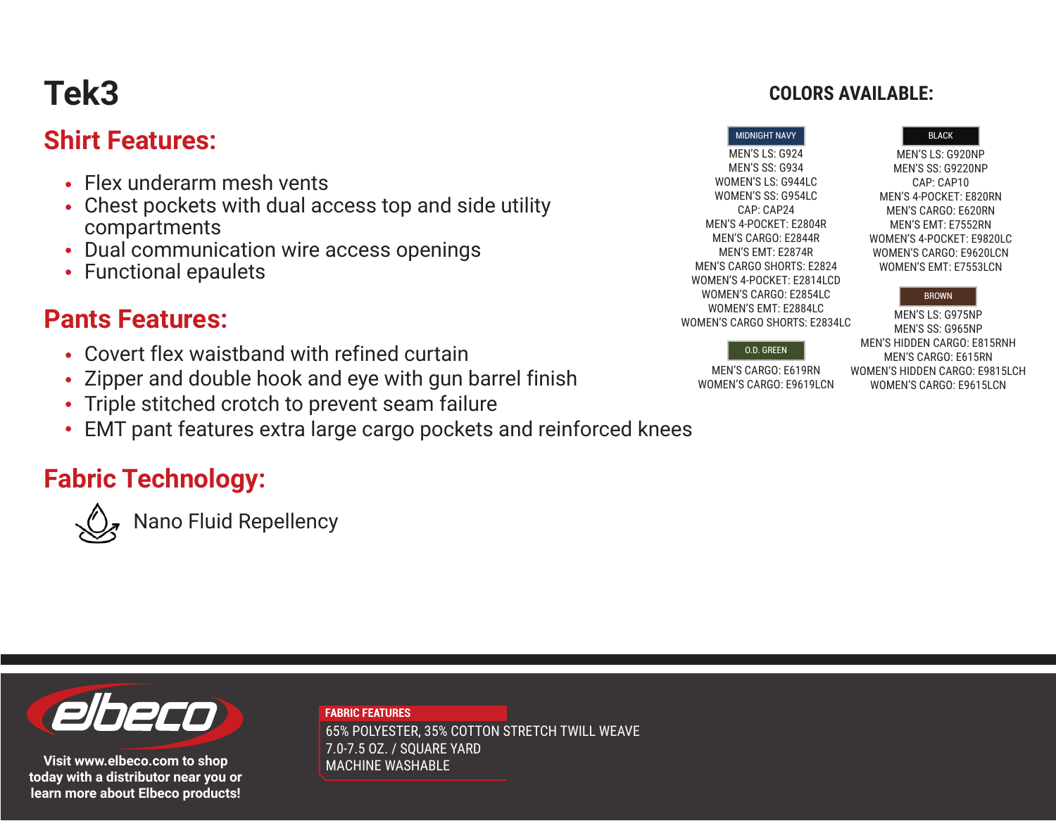# Tek3

## Shirt Features:

- Flex underarm mesh vents
- Chest pockets with dual access top and side utility compartments
- Dual communication wire access openings
- Functional epaulets

## Pants Features:

- Covert flex waistband with refined curtain
- Zipper and double hook and eye with gun barrel finish
- Triple stitched crotch to prevent seam failure
- EMT pant features extra large cargo pockets and reinforced knees

## Fabric Technology:

Nano Fluid Repellency

## COLORS AVAILABLE:

**MIDNIGHT NAVY**

MEN'S LS: G924
MEN'S SS: G934
WOMEN'S LS: G944LC
WOMEN'S SS: G954LC
CAP: CAP24
MEN'S 4-POCKET: E2804R
MEN'S CARGO: E2844R
MEN'S EMT: E2874R
MEN'S CARGO SHORTS: E2824
WOMEN'S 4-POCKET: E2814LCD
WOMEN'S CARGO: E2854LC
WOMEN'S EMT: E2884LC
WOMEN'S CARGO SHORTS: E2834LC

**O.D. GREEN**

MEN'S CARGO: E619RN
WOMEN'S CARGO: E9619LCN

**BLACK**

MEN'S LS: G920NP
MEN'S SS: G9220NP
CAP: CAP10
MEN'S 4-POCKET: E820RN
MEN'S CARGO: E620RN
MEN'S EMT: E7552RN
WOMEN'S 4-POCKET: E9820LC
WOMEN'S CARGO: E9620LCN
WOMEN'S EMT: E7553LCN

**BROWN**

MEN'S LS: G975NP
MEN'S SS: G965NP
MEN'S HIDDEN CARGO: E815RNH
MEN'S CARGO: E615RN
WOMEN'S HIDDEN CARGO: E9815LCH
WOMEN'S CARGO: E9615LCN

elbeco

**Visit www.elbeco.com to shop today with a distributor near you or learn more about Elbeco products!**

**FABRIC FEATURES**

65% POLYESTER, 35% COTTON STRETCH TWILL WEAVE
7.0-7.5 OZ. / SQUARE YARD
MACHINE WASHABLE